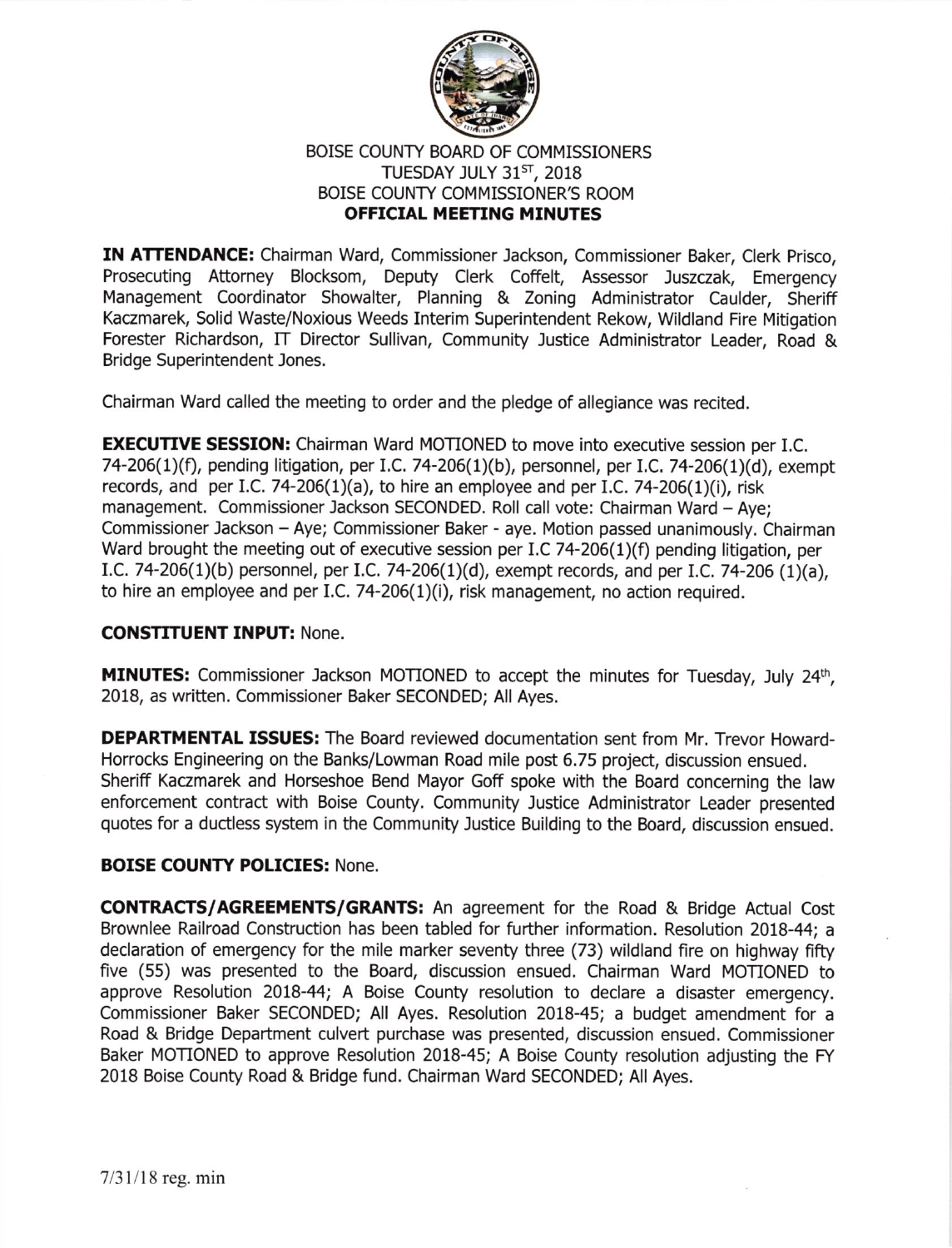# BOISE COUNTY BOARD OF COMMISSIONERS
## TUESDAY JULY 31ST, 2018
## BOISE COUNTY COMMISSIONER'S ROOM
## OFFICIAL MEETING MINUTES

**IN ATTENDANCE:** Chairman Ward, Commissioner Jackson, Commissioner Baker, Clerk Prisco, Prosecuting Attorney Blocksom, Deputy Clerk Coffelt, Assessor Juszczak, Emergency Management Coordinator Showalter, Planning & Zoning Administrator Caulder, Sheriff Kaczmarek, Solid Waste/Noxious Weeds Interim Superintendent Rekow, Wildland Fire Mitigation Forester Richardson, IT Director Sullivan, Community Justice Administrator Leader, Road & Bridge Superintendent Jones.

Chairman Ward called the meeting to order and the pledge of allegiance was recited.

**EXECUTIVE SESSION:** Chairman Ward MOTIONED to move into executive session per I.C. 74-206(1)(f), pending litigation, per I.C. 74-206(1)(b), personnel, per I.C. 74-206(1)(d), exempt records, and per I.C. 74-206(1)(a), to hire an employee and per I.C. 74-206(1)(i), risk management. Commissioner Jackson SECONDED. Roll call vote: Chairman Ward – Aye; Commissioner Jackson – Aye; Commissioner Baker - aye. Motion passed unanimously. Chairman Ward brought the meeting out of executive session per I.C 74-206(1)(f) pending litigation, per I.C. 74-206(1)(b) personnel, per I.C. 74-206(1)(d), exempt records, and per I.C. 74-206 (1)(a), to hire an employee and per I.C. 74-206(1)(i), risk management, no action required.

**CONSTITUENT INPUT:** None.

**MINUTES:** Commissioner Jackson MOTIONED to accept the minutes for Tuesday, July 24th, 2018, as written. Commissioner Baker SECONDED; All Ayes.

**DEPARTMENTAL ISSUES:** The Board reviewed documentation sent from Mr. Trevor Howard-Horrocks Engineering on the Banks/Lowman Road mile post 6.75 project, discussion ensued. Sheriff Kaczmarek and Horseshoe Bend Mayor Goff spoke with the Board concerning the law enforcement contract with Boise County. Community Justice Administrator Leader presented quotes for a ductless system in the Community Justice Building to the Board, discussion ensued.

**BOISE COUNTY POLICIES:** None.

**CONTRACTS/AGREEMENTS/GRANTS:** An agreement for the Road & Bridge Actual Cost Brownlee Railroad Construction has been tabled for further information. Resolution 2018-44; a declaration of emergency for the mile marker seventy three (73) wildland fire on highway fifty five (55) was presented to the Board, discussion ensued. Chairman Ward MOTIONED to approve Resolution 2018-44; A Boise County resolution to declare a disaster emergency. Commissioner Baker SECONDED; All Ayes. Resolution 2018-45; a budget amendment for a Road & Bridge Department culvert purchase was presented, discussion ensued. Commissioner Baker MOTIONED to approve Resolution 2018-45; A Boise County resolution adjusting the FY 2018 Boise County Road & Bridge fund. Chairman Ward SECONDED; All Ayes.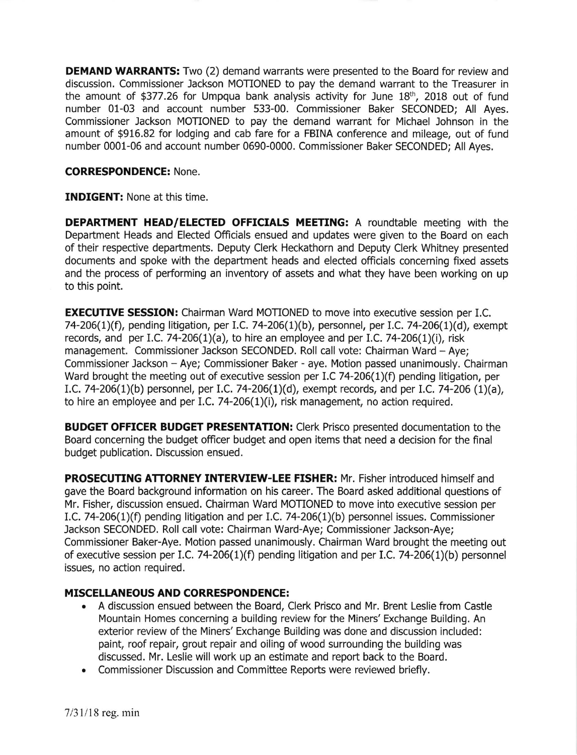**DEMAND WARRANTS:** Two (2) demand warrants were presented to the Board for review and discussion. Commissioner Jackson MOTIONED to pay the demand warrant to the Treasurer in the amount of $377.26 for Umpqua bank analysis activity for June 18th, 2018 out of fund number 01-03 and account number 533-00. Commissioner Baker SECONDED; All Ayes. Commissioner Jackson MOTIONED to pay the demand warrant for Michael Johnson in the amount of $916.82 for lodging and cab fare for a FBINA conference and mileage, out of fund number 0001-06 and account number 0690-0000. Commissioner Baker SECONDED; All Ayes.

**CORRESPONDENCE:** None.

**INDIGENT:** None at this time.

**DEPARTMENT HEAD/ELECTED OFFICIALS MEETING:** A roundtable meeting with the Department Heads and Elected Officials ensued and updates were given to the Board on each of their respective departments. Deputy Clerk Heckathorn and Deputy Clerk Whitney presented documents and spoke with the department heads and elected officials concerning fixed assets and the process of performing an inventory of assets and what they have been working on up to this point.

**EXECUTIVE SESSION:** Chairman Ward MOTIONED to move into executive session per I.C. 74-206(1)(f), pending litigation, per I.C. 74-206(1)(b), personnel, per I.C. 74-206(1)(d), exempt records, and per I.C. 74-206(1)(a), to hire an employee and per I.C. 74-206(1)(i), risk management. Commissioner Jackson SECONDED. Roll call vote: Chairman Ward – Aye; Commissioner Jackson – Aye; Commissioner Baker - aye. Motion passed unanimously. Chairman Ward brought the meeting out of executive session per I.C 74-206(1)(f) pending litigation, per I.C. 74-206(1)(b) personnel, per I.C. 74-206(1)(d), exempt records, and per I.C. 74-206 (1)(a), to hire an employee and per I.C. 74-206(1)(i), risk management, no action required.

**BUDGET OFFICER BUDGET PRESENTATION:** Clerk Prisco presented documentation to the Board concerning the budget officer budget and open items that need a decision for the final budget publication. Discussion ensued.

**PROSECUTING ATTORNEY INTERVIEW-LEE FISHER:** Mr. Fisher introduced himself and gave the Board background information on his career. The Board asked additional questions of Mr. Fisher, discussion ensued. Chairman Ward MOTIONED to move into executive session per I.C. 74-206(1)(f) pending litigation and per I.C. 74-206(1)(b) personnel issues. Commissioner Jackson SECONDED. Roll call vote: Chairman Ward-Aye; Commissioner Jackson-Aye; Commissioner Baker-Aye. Motion passed unanimously. Chairman Ward brought the meeting out of executive session per I.C. 74-206(1)(f) pending litigation and per I.C. 74-206(1)(b) personnel issues, no action required.

**MISCELLANEOUS AND CORRESPONDENCE:**

- A discussion ensued between the Board, Clerk Prisco and Mr. Brent Leslie from Castle Mountain Homes concerning a building review for the Miners' Exchange Building. An exterior review of the Miners' Exchange Building was done and discussion included: paint, roof repair, grout repair and oiling of wood surrounding the building was discussed. Mr. Leslie will work up an estimate and report back to the Board.
- Commissioner Discussion and Committee Reports were reviewed briefly.

7/31/18 reg. min